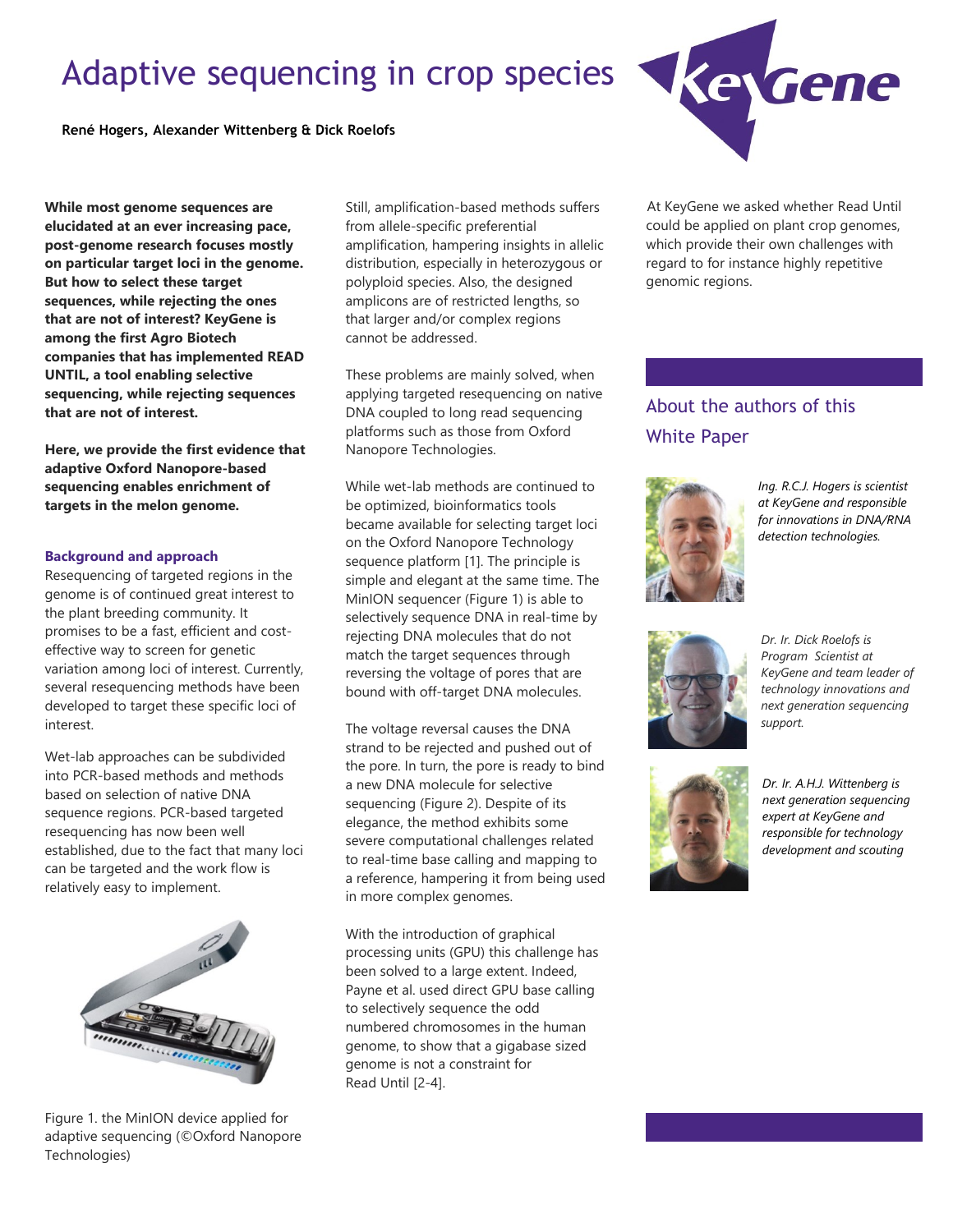# Adaptive sequencing in crop species

**René Hogers, Alexander Wittenberg & Dick Roelofs**

**While most genome sequences are elucidated at an ever increasing pace, post-genome research focuses mostly on particular target loci in the genome. But how to select these target sequences, while rejecting the ones that are not of interest? KeyGene is among the first Agro Biotech companies that has implemented READ UNTIL, a tool enabling selective sequencing, while rejecting sequences that are not of interest.**

**Here, we provide the first evidence that adaptive Oxford Nanopore-based sequencing enables enrichment of targets in the melon genome.**

### Background and approach

Resequencing of targeted regions in the genome is of continued great interest to the plant breeding community. It promises to be a fast, efficient and cost-effective way to screen for genetic variation among loci of interest. Currently, several resequencing methods have been developed to target these specific loci of interest.

Wet-lab approaches can be subdivided into PCR-based methods and methods based on selection of native DNA sequence regions. PCR-based targeted resequencing has now been well established, due to the fact that many loci can be targeted and the work flow is relatively easy to implement.

Figure 1. the MinION device applied for adaptive sequencing (©Oxford Nanopore Technologies)

Still, amplification-based methods suffers from allele-specific preferential amplification, hampering insights in allelic distribution, especially in heterozygous or polyploid species. Also, the designed amplicons are of restricted lengths, so that larger and/or complex regions cannot be addressed.

These problems are mainly solved, when applying targeted resequencing on native DNA coupled to long read sequencing platforms such as those from Oxford Nanopore Technologies.

While wet-lab methods are continued to be optimized, bioinformatics tools became available for selecting target loci on the Oxford Nanopore Technology sequence platform [1]. The principle is simple and elegant at the same time. The MinION sequencer (Figure 1) is able to selectively sequence DNA in real-time by rejecting DNA molecules that do not match the target sequences through reversing the voltage of pores that are bound with off-target DNA molecules.

The voltage reversal causes the DNA strand to be rejected and pushed out of the pore. In turn, the pore is ready to bind a new DNA molecule for selective sequencing (Figure 2). Despite of its elegance, the method exhibits some severe computational challenges related to real-time base calling and mapping to a reference, hampering it from being used in more complex genomes.

With the introduction of graphical processing units (GPU) this challenge has been solved to a large extent. Indeed, Payne et al. used direct GPU base calling to selectively sequence the odd numbered chromosomes in the human genome, to show that a gigabase sized genome is not a constraint for Read Until [2-4].

At KeyGene we asked whether Read Until could be applied on plant crop genomes, which provide their own challenges with regard to for instance highly repetitive genomic regions.

## About the authors of this White Paper

*Ing. R.C.J. Hogers is scientist at KeyGene and responsible for innovations in DNA/RNA detection technologies.*

*Dr. Ir. Dick Roelofs is Program Scientist at KeyGene and team leader of technology innovations and next generation sequencing support.*

*Dr. Ir. A.H.J. Wittenberg is next generation sequencing expert at KeyGene and responsible for technology development and scouting*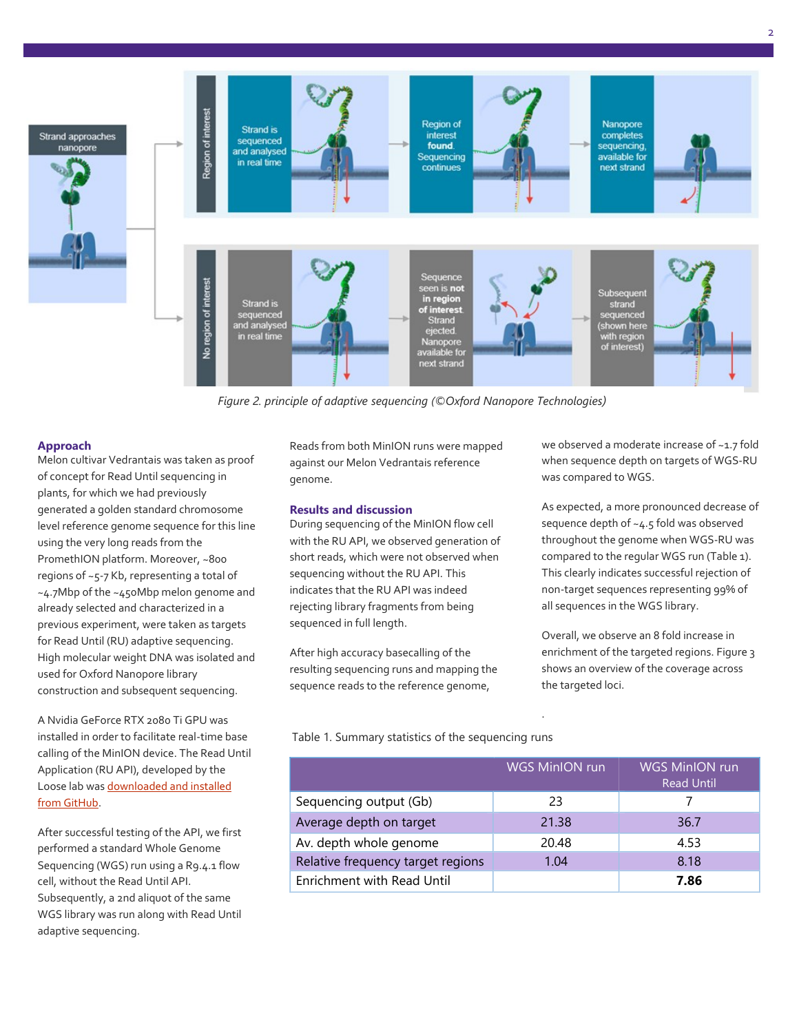Figure 2. principle of adaptive sequencing (©Oxford Nanopore Technologies)

### Approach

Melon cultivar Vedrantais was taken as proof of concept for Read Until sequencing in plants, for which we had previously generated a golden standard chromosome level reference genome sequence for this line using the very long reads from the PromethION platform. Moreover, ~800 regions of ~5-7 Kb, representing a total of ~4.7Mbp of the ~450Mbp melon genome and already selected and characterized in a previous experiment, were taken as targets for Read Until (RU) adaptive sequencing. High molecular weight DNA was isolated and used for Oxford Nanopore library construction and subsequent sequencing.

A Nvidia GeForce RTX 2080 Ti GPU was installed in order to facilitate real-time base calling of the MinION device. The Read Until Application (RU API), developed by the Loose lab was downloaded and installed from GitHub.

After successful testing of the API, we first performed a standard Whole Genome Sequencing (WGS) run using a R9.4.1 flow cell, without the Read Until API. Subsequently, a 2nd aliquot of the same WGS library was run along with Read Until adaptive sequencing.

Reads from both MinION runs were mapped against our Melon Vedrantais reference genome.

### Results and discussion

During sequencing of the MinION flow cell with the RU API, we observed generation of short reads, which were not observed when sequencing without the RU API. This indicates that the RU API was indeed rejecting library fragments from being sequenced in full length.

After high accuracy basecalling of the resulting sequencing runs and mapping the sequence reads to the reference genome, we observed a moderate increase of ~1.7 fold when sequence depth on targets of WGS-RU was compared to WGS.

As expected, a more pronounced decrease of sequence depth of ~4.5 fold was observed throughout the genome when WGS-RU was compared to the regular WGS run (Table 1). This clearly indicates successful rejection of non-target sequences representing 99% of all sequences in the WGS library.

Overall, we observe an 8 fold increase in enrichment of the targeted regions. Figure 3 shows an overview of the coverage across the targeted loci.

Table 1. Summary statistics of the sequencing runs

| | WGS MinION run | WGS MinION run Read Until |
|---|---|---|
| Sequencing output (Gb) | 23 | 7 |
| Average depth on target | 21.38 | 36.7 |
| Av. depth whole genome | 20.48 | 4.53 |
| Relative frequency target regions | 1.04 | 8.18 |
| Enrichment with Read Until | | **7.86** |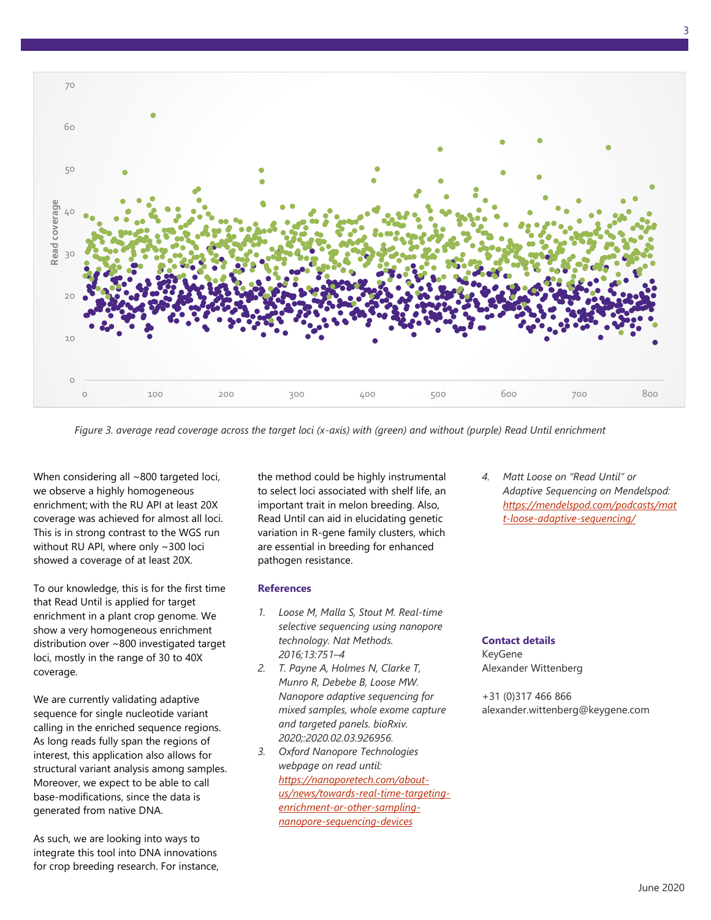Read coverage

70

60

50

40

30

20

10

0

0 100 200 300 400 500 600 700 800

*Figure 3. average read coverage across the target loci (x-axis) with (green) and without (purple) Read Until enrichment*

When considering all ~800 targeted loci, we observe a highly homogeneous enrichment; with the RU API at least 20X coverage was achieved for almost all loci. This is in strong contrast to the WGS run without RU API, where only ~300 loci showed a coverage of at least 20X.

To our knowledge, this is for the first time that Read Until is applied for target enrichment in a plant crop genome. We show a very homogeneous enrichment distribution over ~800 investigated target loci, mostly in the range of 30 to 40X coverage.

We are currently validating adaptive sequence for single nucleotide variant calling in the enriched sequence regions. As long reads fully span the regions of interest, this application also allows for structural variant analysis among samples. Moreover, we expect to be able to call base-modifications, since the data is generated from native DNA.

As such, we are looking into ways to integrate this tool into DNA innovations for crop breeding research. For instance, the method could be highly instrumental to select loci associated with shelf life, an important trait in melon breeding. Also, Read Until can aid in elucidating genetic variation in R-gene family clusters, which are essential in breeding for enhanced pathogen resistance.

### References

1. *Loose M, Malla S, Stout M. Real-time selective sequencing using nanopore technology. Nat Methods. 2016;13:751–4*
2. *T. Payne A, Holmes N, Clarke T, Munro R, Debebe B, Loose MW. Nanopore adaptive sequencing for mixed samples, whole exome capture and targeted panels. bioRxiv. 2020;:2020.02.03.926956.*
3. *Oxford Nanopore Technologies webpage on read until: https://nanoporetech.com/about-us/news/towards-real-time-targeting-enrichment-or-other-sampling-nanopore-sequencing-devices*
4. *Matt Loose on "Read Until" or Adaptive Sequencing on Mendelspod: https://mendelspod.com/podcasts/matt-loose-adaptive-sequencing/*

### Contact details

KeyGene
Alexander Wittenberg

+31 (0)317 466 866
alexander.wittenberg@keygene.com